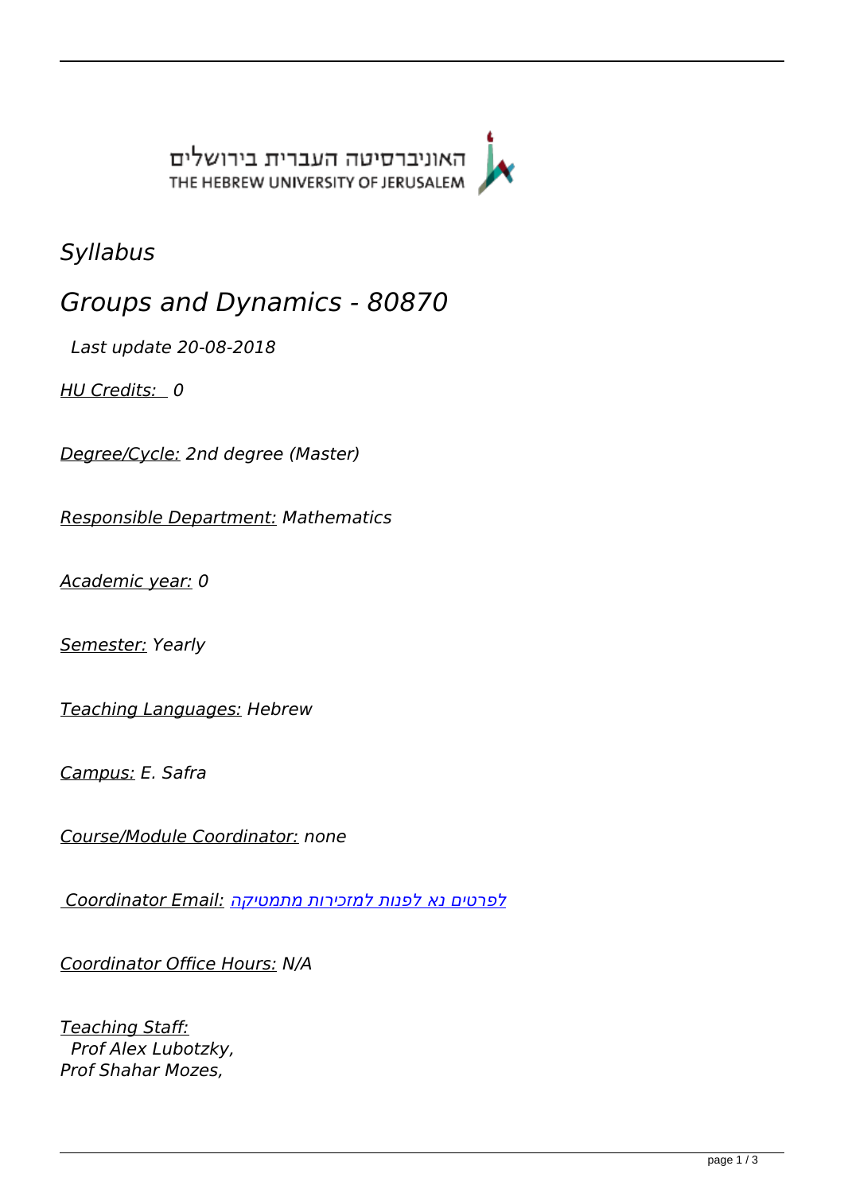האוניברסיטה העברית בירושלים
THE HEBREW UNIVERSITY OF JERUSALEM

# *Syllabus*

## *Groups and Dynamics - 80870*

*Last update 20-08-2018*

*HU Credits: 0*

*Degree/Cycle: 2nd degree (Master)*

*Responsible Department: Mathematics*

*Academic year: 0*

*Semester: Yearly*

*Teaching Languages: Hebrew*

*Campus: E. Safra*

*Course/Module Coordinator: none*

*Coordinator Email: לפרטים נא לפנות למזכירות מתמטיקה*

*Coordinator Office Hours: N/A*

*Teaching Staff:*
*Prof Alex Lubotzky,*
*Prof Shahar Mozes,*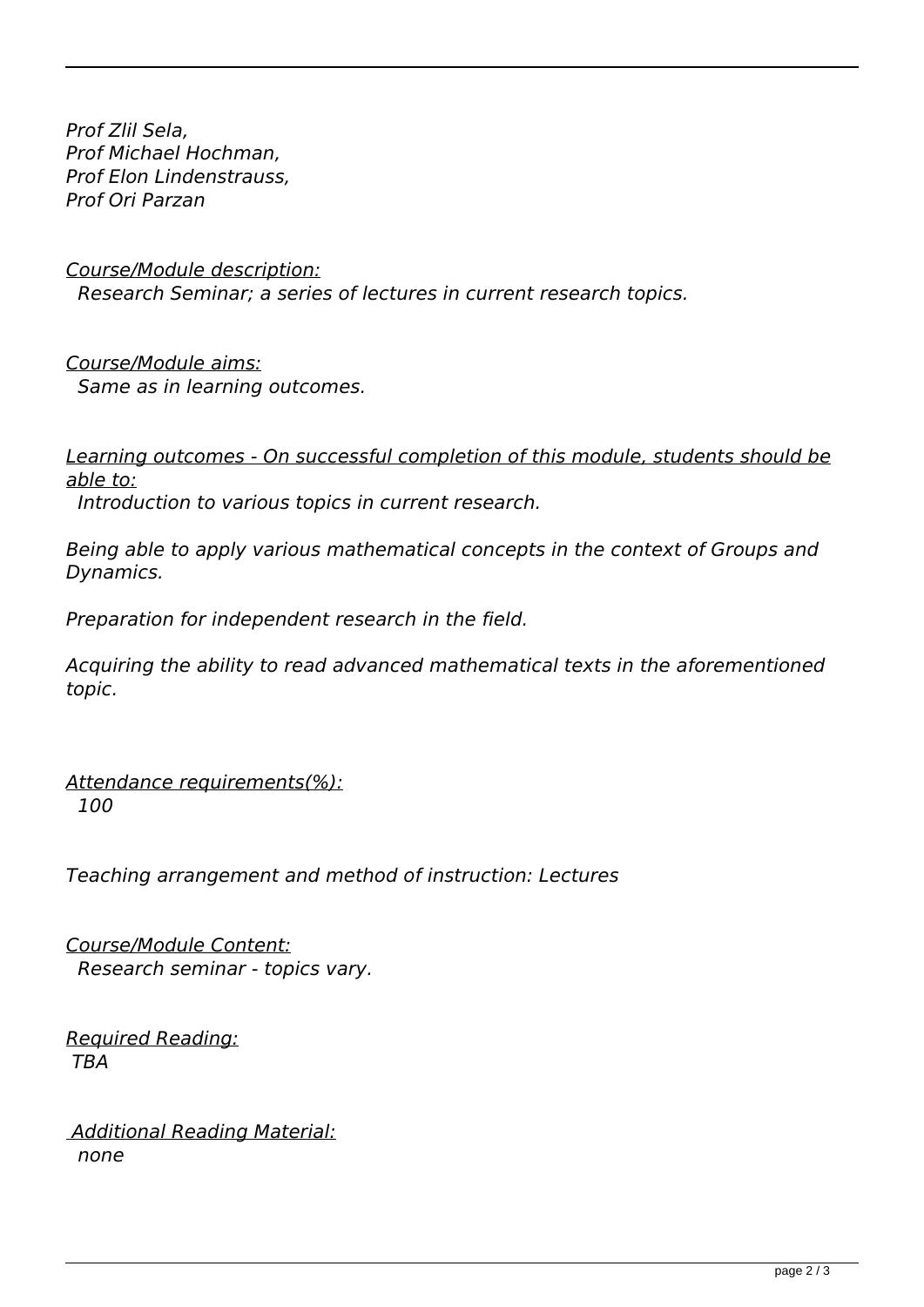*Prof Zlil Sela,*
*Prof Michael Hochman,*
*Prof Elon Lindenstrauss,*
*Prof Ori Parzan*

*Course/Module description:*
*Research Seminar; a series of lectures in current research topics.*

*Course/Module aims:*
*Same as in learning outcomes.*

*Learning outcomes - On successful completion of this module, students should be able to:*
*Introduction to various topics in current research.*

*Being able to apply various mathematical concepts in the context of Groups and Dynamics.*

*Preparation for independent research in the field.*

*Acquiring the ability to read advanced mathematical texts in the aforementioned topic.*

*Attendance requirements(%):*
*100*

*Teaching arrangement and method of instruction: Lectures*

*Course/Module Content:*
*Research seminar - topics vary.*

*Required Reading:*
*TBA*

*Additional Reading Material:*
*none*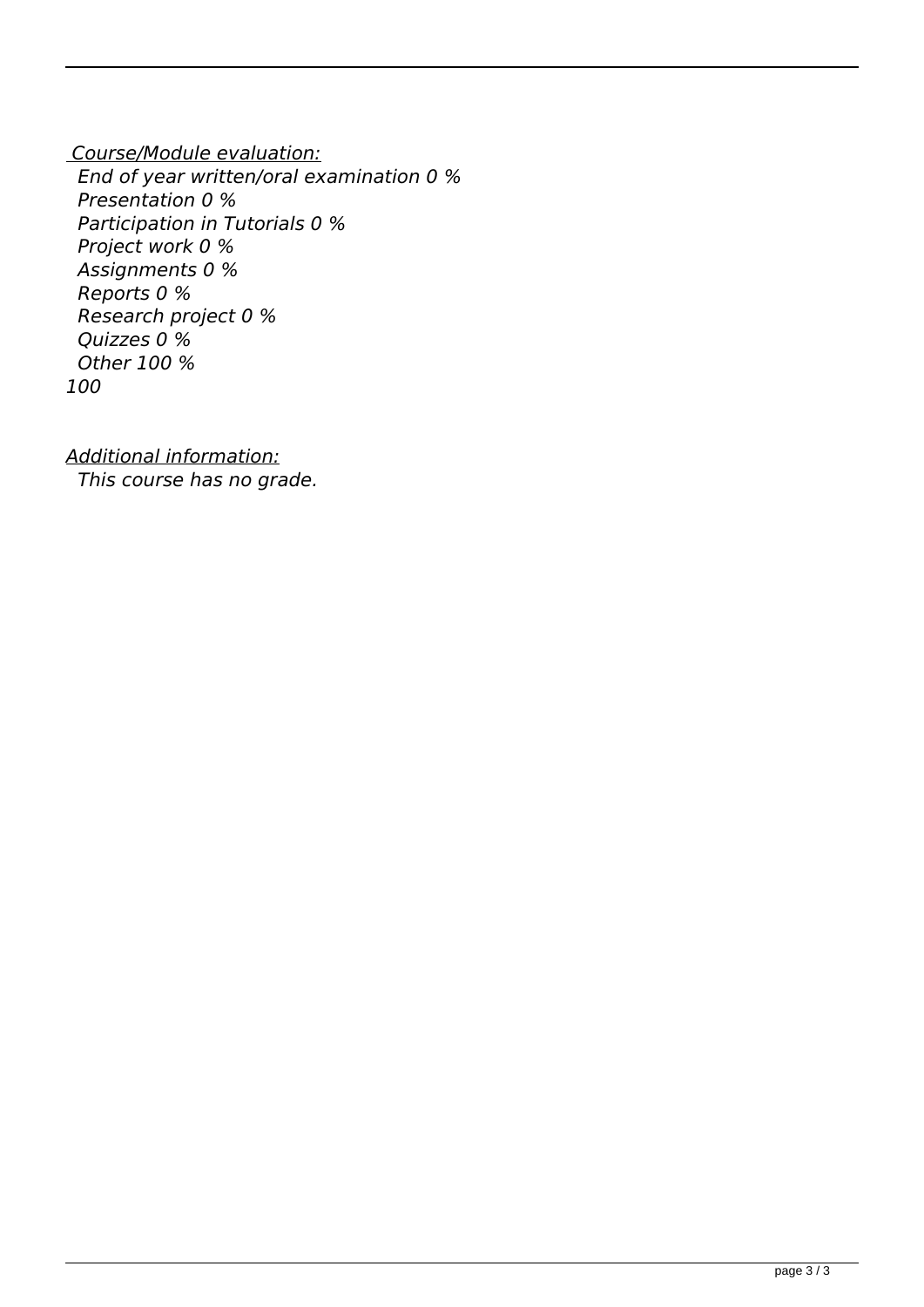*Course/Module evaluation:*

*End of year written/oral examination 0 %*
*Presentation 0 %*
*Participation in Tutorials 0 %*
*Project work 0 %*
*Assignments 0 %*
*Reports 0 %*
*Research project 0 %*
*Quizzes 0 %*
*Other 100 %*
*100*

*Additional information:*

*This course has no grade.*